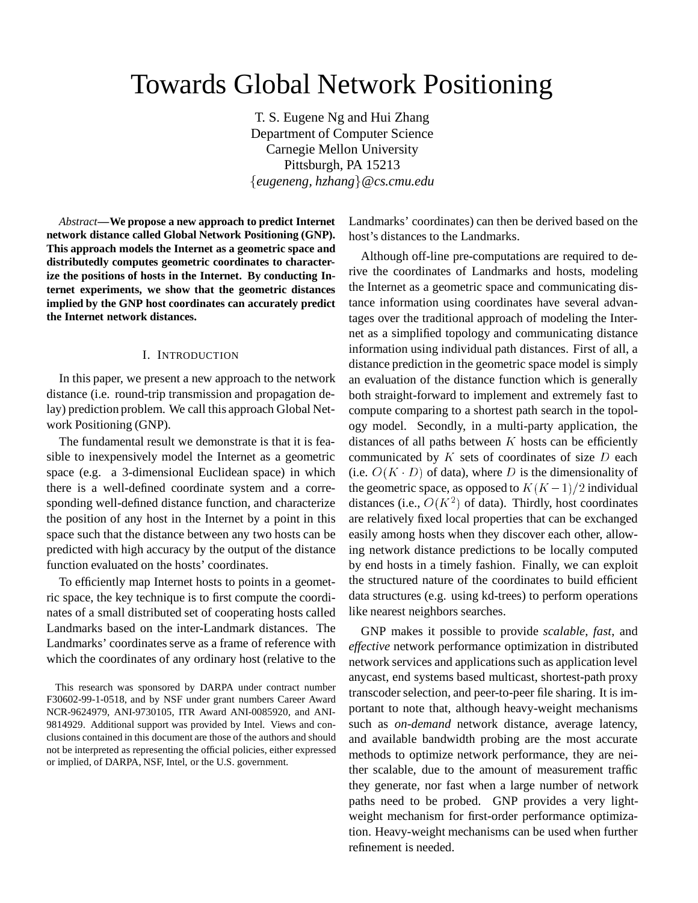# Towards Global Network Positioning

T. S. Eugene Ng and Hui Zhang
Department of Computer Science
Carnegie Mellon University
Pittsburgh, PA 15213
{*eugeneng, hzhang*}*@cs.cmu.edu*

*Abstract*—**We propose a new approach to predict Internet network distance called Global Network Positioning (GNP). This approach models the Internet as a geometric space and distributedly computes geometric coordinates to characterize the positions of hosts in the Internet. By conducting Internet experiments, we show that the geometric distances implied by the GNP host coordinates can accurately predict the Internet network distances.**

## I. Introduction

In this paper, we present a new approach to the network distance (i.e. round-trip transmission and propagation delay) prediction problem. We call this approach Global Network Positioning (GNP).

The fundamental result we demonstrate is that it is feasible to inexpensively model the Internet as a geometric space (e.g. a 3-dimensional Euclidean space) in which there is a well-defined coordinate system and a corresponding well-defined distance function, and characterize the position of any host in the Internet by a point in this space such that the distance between any two hosts can be predicted with high accuracy by the output of the distance function evaluated on the hosts' coordinates.

To efficiently map Internet hosts to points in a geometric space, the key technique is to first compute the coordinates of a small distributed set of cooperating hosts called Landmarks based on the inter-Landmark distances. The Landmarks' coordinates serve as a frame of reference with which the coordinates of any ordinary host (relative to the Landmarks' coordinates) can then be derived based on the host's distances to the Landmarks.

Although off-line pre-computations are required to derive the coordinates of Landmarks and hosts, modeling the Internet as a geometric space and communicating distance information using coordinates have several advantages over the traditional approach of modeling the Internet as a simplified topology and communicating distance information using individual path distances. First of all, a distance prediction in the geometric space model is simply an evaluation of the distance function which is generally both straight-forward to implement and extremely fast to compute comparing to a shortest path search in the topology model. Secondly, in a multi-party application, the distances of all paths between $K$ hosts can be efficiently communicated by $K$ sets of coordinates of size $D$ each (i.e. $O(K \cdot D)$ of data), where $D$ is the dimensionality of the geometric space, as opposed to $K(K-1)/2$ individual distances (i.e., $O(K^2)$ of data). Thirdly, host coordinates are relatively fixed local properties that can be exchanged easily among hosts when they discover each other, allowing network distance predictions to be locally computed by end hosts in a timely fashion. Finally, we can exploit the structured nature of the coordinates to build efficient data structures (e.g. using kd-trees) to perform operations like nearest neighbors searches.

GNP makes it possible to provide *scalable*, *fast*, and *effective* network performance optimization in distributed network services and applications such as application level anycast, end systems based multicast, shortest-path proxy transcoder selection, and peer-to-peer file sharing. It is important to note that, although heavy-weight mechanisms such as *on-demand* network distance, average latency, and available bandwidth probing are the most accurate methods to optimize network performance, they are neither scalable, due to the amount of measurement traffic they generate, nor fast when a large number of network paths need to be probed. GNP provides a very light-weight mechanism for first-order performance optimization. Heavy-weight mechanisms can be used when further refinement is needed.

This research was sponsored by DARPA under contract number F30602-99-1-0518, and by NSF under grant numbers Career Award NCR-9624979, ANI-9730105, ITR Award ANI-0085920, and ANI-9814929. Additional support was provided by Intel. Views and conclusions contained in this document are those of the authors and should not be interpreted as representing the official policies, either expressed or implied, of DARPA, NSF, Intel, or the U.S. government.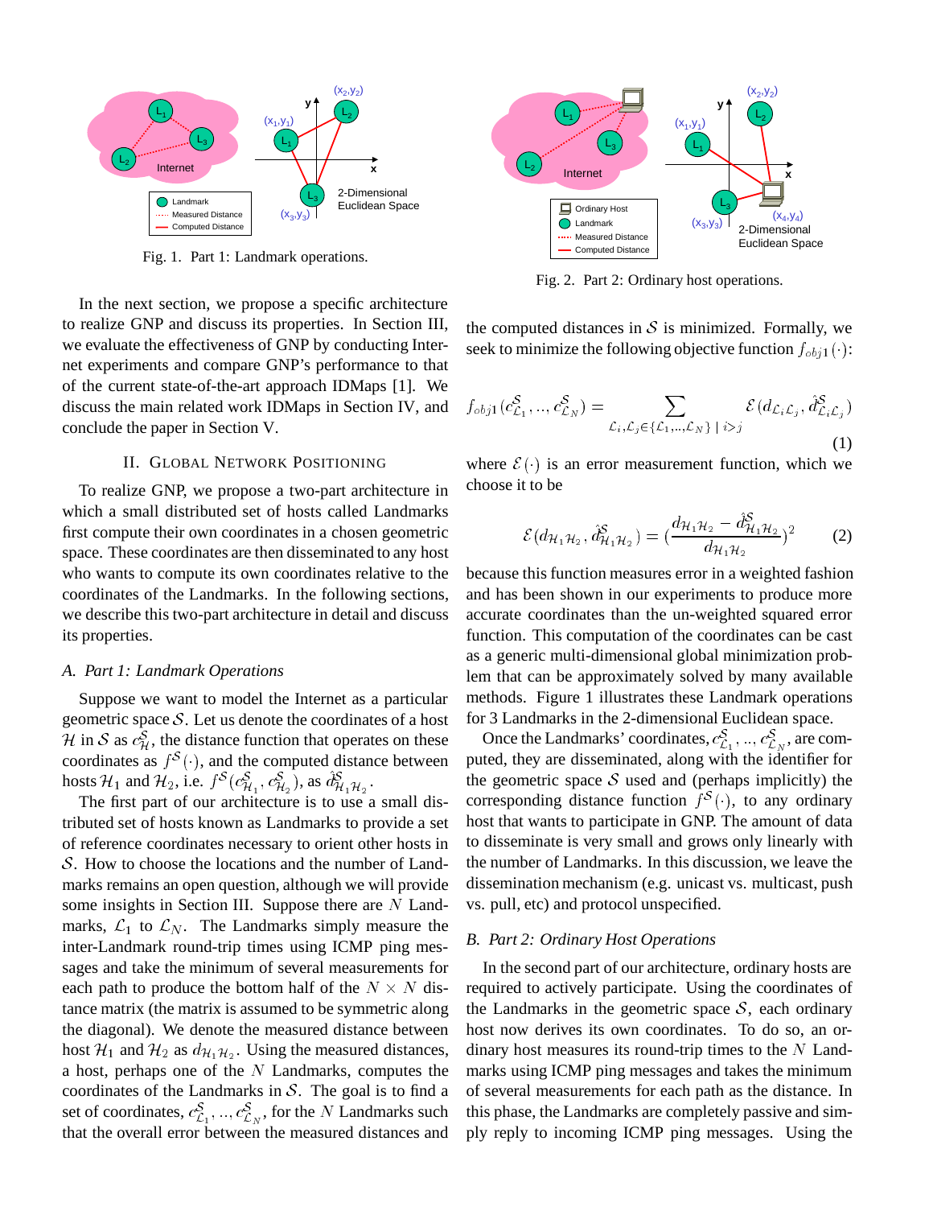Fig. 1. Part 1: Landmark operations.

Fig. 2. Part 2: Ordinary host operations.

In the next section, we propose a specific architecture to realize GNP and discuss its properties. In Section III, we evaluate the effectiveness of GNP by conducting Internet experiments and compare GNP's performance to that of the current state-of-the-art approach IDMaps [1]. We discuss the main related work IDMaps in Section IV, and conclude the paper in Section V.

## II. Global Network Positioning

To realize GNP, we propose a two-part architecture in which a small distributed set of hosts called Landmarks first compute their own coordinates in a chosen geometric space. These coordinates are then disseminated to any host who wants to compute its own coordinates relative to the coordinates of the Landmarks. In the following sections, we describe this two-part architecture in detail and discuss its properties.

### A. Part 1: Landmark Operations

Suppose we want to model the Internet as a particular geometric space $\mathcal{S}$. Let us denote the coordinates of a host $\mathcal{H}$ in $\mathcal{S}$ as $c^{\mathcal{S}}_{\mathcal{H}}$, the distance function that operates on these coordinates as $f^{\mathcal{S}}(\cdot)$, and the computed distance between hosts $\mathcal{H}_1$ and $\mathcal{H}_2$, i.e. $f^{\mathcal{S}}(c^{\mathcal{S}}_{\mathcal{H}_1}, c^{\mathcal{S}}_{\mathcal{H}_2})$, as $\hat{d}^{\mathcal{S}}_{\mathcal{H}_1\mathcal{H}_2}$.

The first part of our architecture is to use a small distributed set of hosts known as Landmarks to provide a set of reference coordinates necessary to orient other hosts in $\mathcal{S}$. How to choose the locations and the number of Landmarks remains an open question, although we will provide some insights in Section III. Suppose there are $N$ Landmarks, $\mathcal{L}_1$ to $\mathcal{L}_N$. The Landmarks simply measure the inter-Landmark round-trip times using ICMP ping messages and take the minimum of several measurements for each path to produce the bottom half of the $N \times N$ distance matrix (the matrix is assumed to be symmetric along the diagonal). We denote the measured distance between host $\mathcal{H}_1$ and $\mathcal{H}_2$ as $d_{\mathcal{H}_1\mathcal{H}_2}$. Using the measured distances, a host, perhaps one of the $N$ Landmarks, computes the coordinates of the Landmarks in $\mathcal{S}$. The goal is to find a set of coordinates, $c^{\mathcal{S}}_{\mathcal{L}_1}, .., c^{\mathcal{S}}_{\mathcal{L}_N}$, for the $N$ Landmarks such that the overall error between the measured distances and the computed distances in $\mathcal{S}$ is minimized. Formally, we seek to minimize the following objective function $f_{obj1}(\cdot)$:

$$f_{obj1}(c^{\mathcal{S}}_{\mathcal{L}_1}, .., c^{\mathcal{S}}_{\mathcal{L}_N}) = \sum_{\mathcal{L}_i,\mathcal{L}_j \in \{\mathcal{L}_1,..,\mathcal{L}_N\} \mid i>j} \mathcal{E}(d_{\mathcal{L}_i\mathcal{L}_j}, \hat{d}^{\mathcal{S}}_{\mathcal{L}_i\mathcal{L}_j}) \tag{1}$$

where $\mathcal{E}(\cdot)$ is an error measurement function, which we choose it to be

$$\mathcal{E}(d_{\mathcal{H}_1\mathcal{H}_2}, \hat{d}^{\mathcal{S}}_{\mathcal{H}_1\mathcal{H}_2}) = \left(\frac{d_{\mathcal{H}_1\mathcal{H}_2} - \hat{d}^{\mathcal{S}}_{\mathcal{H}_1\mathcal{H}_2}}{d_{\mathcal{H}_1\mathcal{H}_2}}\right)^2 \tag{2}$$

because this function measures error in a weighted fashion and has been shown in our experiments to produce more accurate coordinates than the un-weighted squared error function. This computation of the coordinates can be cast as a generic multi-dimensional global minimization problem that can be approximately solved by many available methods. Figure 1 illustrates these Landmark operations for 3 Landmarks in the 2-dimensional Euclidean space.

Once the Landmarks' coordinates, $c^{\mathcal{S}}_{\mathcal{L}_1}, .., c^{\mathcal{S}}_{\mathcal{L}_N}$, are computed, they are disseminated, along with the identifier for the geometric space $\mathcal{S}$ used and (perhaps implicitly) the corresponding distance function $f^{\mathcal{S}}(\cdot)$, to any ordinary host that wants to participate in GNP. The amount of data to disseminate is very small and grows only linearly with the number of Landmarks. In this discussion, we leave the dissemination mechanism (e.g. unicast vs. multicast, push vs. pull, etc) and protocol unspecified.

### B. Part 2: Ordinary Host Operations

In the second part of our architecture, ordinary hosts are required to actively participate. Using the coordinates of the Landmarks in the geometric space $\mathcal{S}$, each ordinary host now derives its own coordinates. To do so, an ordinary host measures its round-trip times to the $N$ Landmarks using ICMP ping messages and takes the minimum of several measurements for each path as the distance. In this phase, the Landmarks are completely passive and simply reply to incoming ICMP ping messages. Using the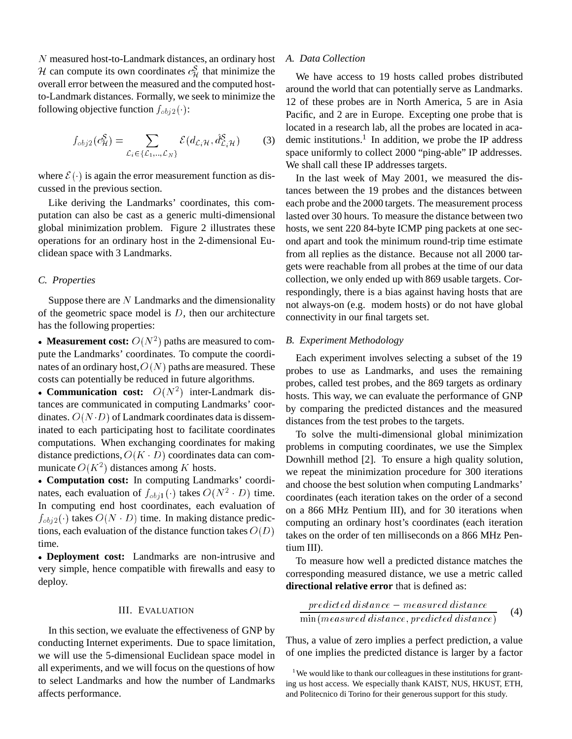$N$ measured host-to-Landmark distances, an ordinary host $\mathcal{H}$ can compute its own coordinates $c^{\mathcal{S}}_{\mathcal{H}}$ that minimize the overall error between the measured and the computed host-to-Landmark distances. Formally, we seek to minimize the following objective function $f_{obj2}(\cdot)$:

$$f_{obj2}(c^{\mathcal{S}}_{\mathcal{H}}) = \sum_{\mathcal{L}_i \in \{\mathcal{L}_1,..,\mathcal{L}_N\}} \mathcal{E}(d_{\mathcal{L}_i\mathcal{H}}, \hat{d}^{\mathcal{S}}_{\mathcal{L}_i\mathcal{H}}) \qquad (3)$$

where $\mathcal{E}(\cdot)$ is again the error measurement function as discussed in the previous section.

Like deriving the Landmarks' coordinates, this computation can also be cast as a generic multi-dimensional global minimization problem. Figure 2 illustrates these operations for an ordinary host in the 2-dimensional Euclidean space with 3 Landmarks.

### C. Properties

Suppose there are $N$ Landmarks and the dimensionality of the geometric space model is $D$, then our architecture has the following properties:

- **Measurement cost:** $O(N^2)$ paths are measured to compute the Landmarks' coordinates. To compute the coordinates of an ordinary host, $O(N)$ paths are measured. These costs can potentially be reduced in future algorithms.
- **Communication cost:** $O(N^2)$ inter-Landmark distances are communicated in computing Landmarks' coordinates. $O(N \cdot D)$ of Landmark coordinates data is disseminated to each participating host to facilitate coordinates computations. When exchanging coordinates for making distance predictions, $O(K \cdot D)$ coordinates data can communicate $O(K^2)$ distances among $K$ hosts.
- **Computation cost:** In computing Landmarks' coordinates, each evaluation of $f_{obj1}(\cdot)$ takes $O(N^2 \cdot D)$ time. In computing end host coordinates, each evaluation of $f_{obj2}(\cdot)$ takes $O(N \cdot D)$ time. In making distance predictions, each evaluation of the distance function takes $O(D)$ time.
- **Deployment cost:** Landmarks are non-intrusive and very simple, hence compatible with firewalls and easy to deploy.

## III. Evaluation

In this section, we evaluate the effectiveness of GNP by conducting Internet experiments. Due to space limitation, we will use the 5-dimensional Euclidean space model in all experiments, and we will focus on the questions of how to select Landmarks and how the number of Landmarks affects performance.

### A. Data Collection

We have access to 19 hosts called probes distributed around the world that can potentially serve as Landmarks. 12 of these probes are in North America, 5 are in Asia Pacific, and 2 are in Europe. Excepting one probe that is located in a research lab, all the probes are located in academic institutions.[1] In addition, we probe the IP address space uniformly to collect 2000 "ping-able" IP addresses. We shall call these IP addresses targets.

In the last week of May 2001, we measured the distances between the 19 probes and the distances between each probe and the 2000 targets. The measurement process lasted over 30 hours. To measure the distance between two hosts, we sent 220 84-byte ICMP ping packets at one second apart and took the minimum round-trip time estimate from all replies as the distance. Because not all 2000 targets were reachable from all probes at the time of our data collection, we only ended up with 869 usable targets. Correspondingly, there is a bias against having hosts that are not always-on (e.g. modem hosts) or do not have global connectivity in our final targets set.

### B. Experiment Methodology

Each experiment involves selecting a subset of the 19 probes to use as Landmarks, and uses the remaining probes, called test probes, and the 869 targets as ordinary hosts. This way, we can evaluate the performance of GNP by comparing the predicted distances and the measured distances from the test probes to the targets.

To solve the multi-dimensional global minimization problems in computing coordinates, we use the Simplex Downhill method [2]. To ensure a high quality solution, we repeat the minimization procedure for 300 iterations and choose the best solution when computing Landmarks' coordinates (each iteration takes on the order of a second on a 866 MHz Pentium III), and for 30 iterations when computing an ordinary host's coordinates (each iteration takes on the order of ten milliseconds on a 866 MHz Pentium III).

To measure how well a predicted distance matches the corresponding measured distance, we use a metric called **directional relative error** that is defined as:

$$\frac{predicted\ distance - measured\ distance}{\min(measured\ distance, predicted\ distance)} \qquad (4)$$

Thus, a value of zero implies a perfect prediction, a value of one implies the predicted distance is larger by a factor

[1] We would like to thank our colleagues in these institutions for granting us host access. We especially thank KAIST, NUS, HKUST, ETH, and Politecnico di Torino for their generous support for this study.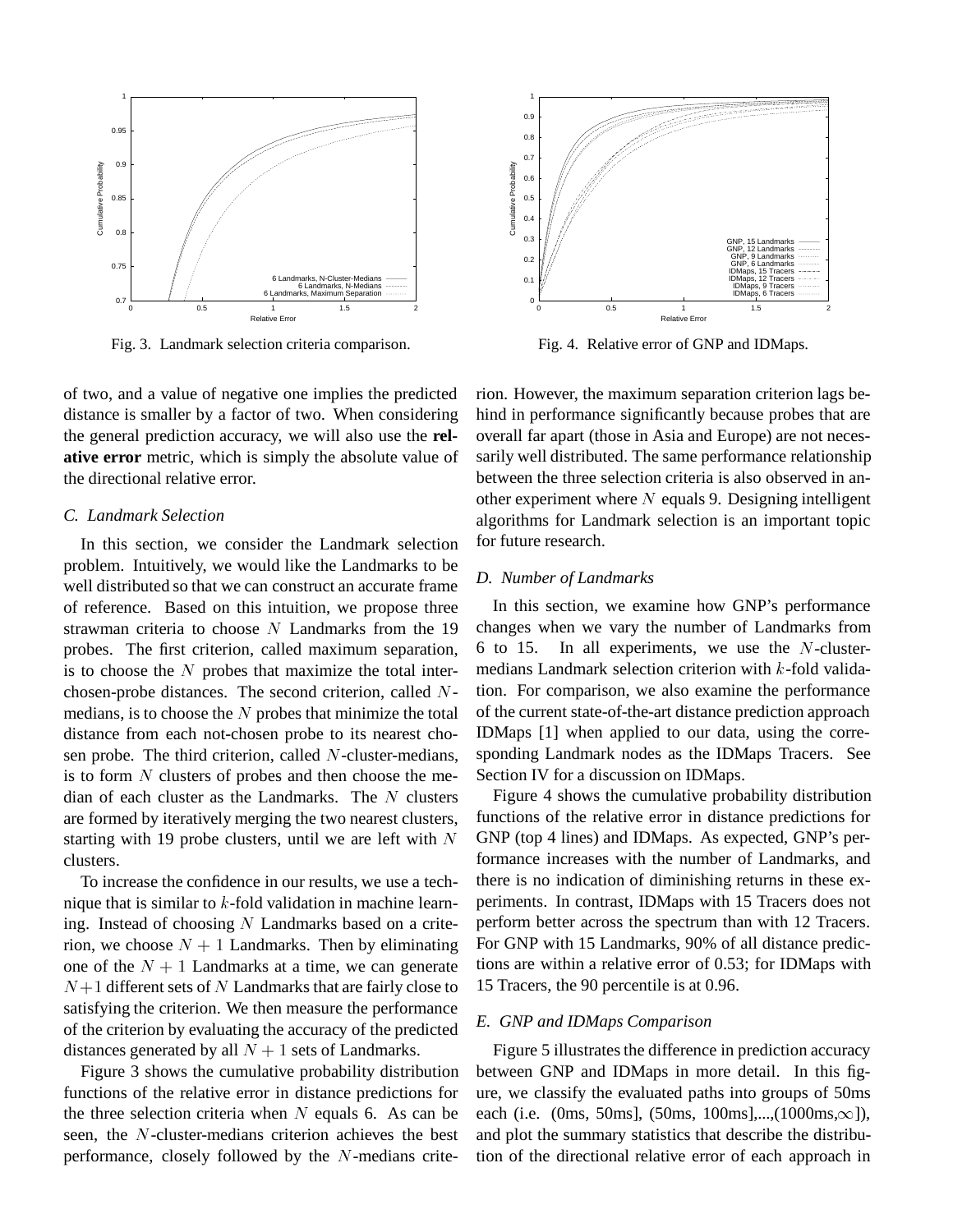Fig. 3. Landmark selection criteria comparison.

Fig. 4. Relative error of GNP and IDMaps.

of two, and a value of negative one implies the predicted distance is smaller by a factor of two. When considering the general prediction accuracy, we will also use the **relative error** metric, which is simply the absolute value of the directional relative error.

### *C. Landmark Selection*

In this section, we consider the Landmark selection problem. Intuitively, we would like the Landmarks to be well distributed so that we can construct an accurate frame of reference. Based on this intuition, we propose three strawman criteria to choose $N$ Landmarks from the 19 probes. The first criterion, called maximum separation, is to choose the $N$ probes that maximize the total inter-chosen-probe distances. The second criterion, called $N$-medians, is to choose the $N$ probes that minimize the total distance from each not-chosen probe to its nearest chosen probe. The third criterion, called $N$-cluster-medians, is to form $N$ clusters of probes and then choose the median of each cluster as the Landmarks. The $N$ clusters are formed by iteratively merging the two nearest clusters, starting with 19 probe clusters, until we are left with $N$ clusters.

To increase the confidence in our results, we use a technique that is similar to $k$-fold validation in machine learning. Instead of choosing $N$ Landmarks based on a criterion, we choose $N+1$ Landmarks. Then by eliminating one of the $N+1$ Landmarks at a time, we can generate $N+1$ different sets of $N$ Landmarks that are fairly close to satisfying the criterion. We then measure the performance of the criterion by evaluating the accuracy of the predicted distances generated by all $N+1$ sets of Landmarks.

Figure 3 shows the cumulative probability distribution functions of the relative error in distance predictions for the three selection criteria when $N$ equals 6. As can be seen, the $N$-cluster-medians criterion achieves the best performance, closely followed by the $N$-medians criterion. However, the maximum separation criterion lags behind in performance significantly because probes that are overall far apart (those in Asia and Europe) are not necessarily well distributed. The same performance relationship between the three selection criteria is also observed in another experiment where $N$ equals 9. Designing intelligent algorithms for Landmark selection is an important topic for future research.

### *D. Number of Landmarks*

In this section, we examine how GNP's performance changes when we vary the number of Landmarks from 6 to 15. In all experiments, we use the $N$-cluster-medians Landmark selection criterion with $k$-fold validation. For comparison, we also examine the performance of the current state-of-the-art distance prediction approach IDMaps [1] when applied to our data, using the corresponding Landmark nodes as the IDMaps Tracers. See Section IV for a discussion on IDMaps.

Figure 4 shows the cumulative probability distribution functions of the relative error in distance predictions for GNP (top 4 lines) and IDMaps. As expected, GNP's performance increases with the number of Landmarks, and there is no indication of diminishing returns in these experiments. In contrast, IDMaps with 15 Tracers does not perform better across the spectrum than with 12 Tracers. For GNP with 15 Landmarks, 90% of all distance predictions are within a relative error of 0.53; for IDMaps with 15 Tracers, the 90 percentile is at 0.96.

### *E. GNP and IDMaps Comparison*

Figure 5 illustrates the difference in prediction accuracy between GNP and IDMaps in more detail. In this figure, we classify the evaluated paths into groups of 50ms each (i.e. (0ms, 50ms], (50ms, 100ms],...,(1000ms,$\infty$]), and plot the summary statistics that describe the distribution of the directional relative error of each approach in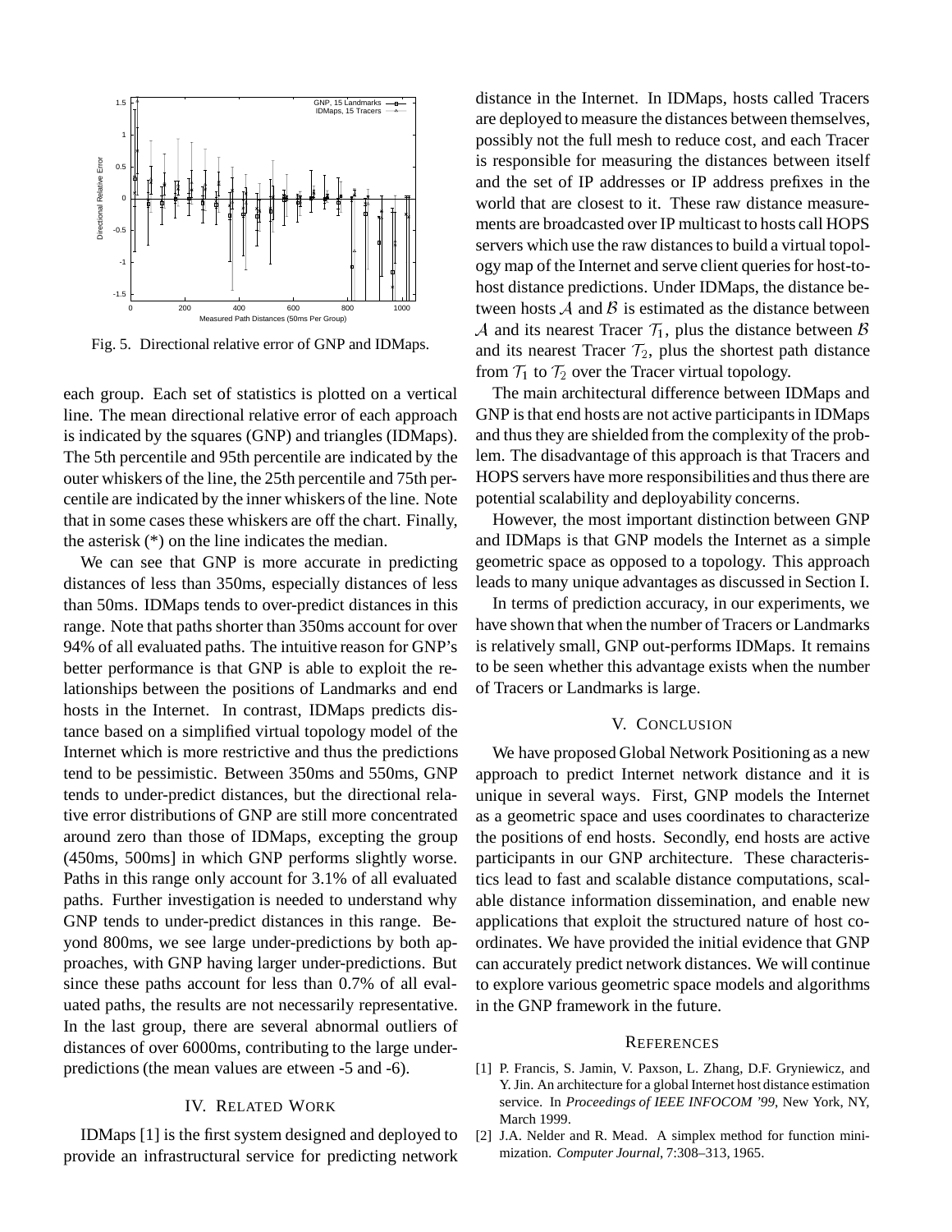1.5

1

0.5

0

-0.5

-1

-1.5

Directional Relative Error

0 200 400 600 800 1000

Measured Path Distances (50ms Per Group)

GNP, 15 Landmarks

IDMaps, 15 Tracers

Fig. 5. Directional relative error of GNP and IDMaps.

each group. Each set of statistics is plotted on a vertical line. The mean directional relative error of each approach is indicated by the squares (GNP) and triangles (IDMaps). The 5th percentile and 95th percentile are indicated by the outer whiskers of the line, the 25th percentile and 75th percentile are indicated by the inner whiskers of the line. Note that in some cases these whiskers are off the chart. Finally, the asterisk (*) on the line indicates the median.

We can see that GNP is more accurate in predicting distances of less than 350ms, especially distances of less than 50ms. IDMaps tends to over-predict distances in this range. Note that paths shorter than 350ms account for over 94% of all evaluated paths. The intuitive reason for GNP's better performance is that GNP is able to exploit the relationships between the positions of Landmarks and end hosts in the Internet. In contrast, IDMaps predicts distance based on a simplified virtual topology model of the Internet which is more restrictive and thus the predictions tend to be pessimistic. Between 350ms and 550ms, GNP tends to under-predict distances, but the directional relative error distributions of GNP are still more concentrated around zero than those of IDMaps, excepting the group (450ms, 500ms] in which GNP performs slightly worse. Paths in this range only account for 3.1% of all evaluated paths. Further investigation is needed to understand why GNP tends to under-predict distances in this range. Beyond 800ms, we see large under-predictions by both approaches, with GNP having larger under-predictions. But since these paths account for less than 0.7% of all evaluated paths, the results are not necessarily representative. In the last group, there are several abnormal outliers of distances of over 6000ms, contributing to the large under-predictions (the mean values are etween -5 and -6).

## IV. Related Work

IDMaps [1] is the first system designed and deployed to provide an infrastructural service for predicting network distance in the Internet. In IDMaps, hosts called Tracers are deployed to measure the distances between themselves, possibly not the full mesh to reduce cost, and each Tracer is responsible for measuring the distances between itself and the set of IP addresses or IP address prefixes in the world that are closest to it. These raw distance measurements are broadcasted over IP multicast to hosts call HOPS servers which use the raw distances to build a virtual topology map of the Internet and serve client queries for host-to-host distance predictions. Under IDMaps, the distance between hosts $\mathcal{A}$ and $\mathcal{B}$ is estimated as the distance between $\mathcal{A}$ and its nearest Tracer $\mathcal{T}_1$, plus the distance between $\mathcal{B}$ and its nearest Tracer $\mathcal{T}_2$, plus the shortest path distance from $\mathcal{T}_1$ to $\mathcal{T}_2$ over the Tracer virtual topology.

The main architectural difference between IDMaps and GNP is that end hosts are not active participants in IDMaps and thus they are shielded from the complexity of the problem. The disadvantage of this approach is that Tracers and HOPS servers have more responsibilities and thus there are potential scalability and deployability concerns.

However, the most important distinction between GNP and IDMaps is that GNP models the Internet as a simple geometric space as opposed to a topology. This approach leads to many unique advantages as discussed in Section I.

In terms of prediction accuracy, in our experiments, we have shown that when the number of Tracers or Landmarks is relatively small, GNP out-performs IDMaps. It remains to be seen whether this advantage exists when the number of Tracers or Landmarks is large.

## V. Conclusion

We have proposed Global Network Positioning as a new approach to predict Internet network distance and it is unique in several ways. First, GNP models the Internet as a geometric space and uses coordinates to characterize the positions of end hosts. Secondly, end hosts are active participants in our GNP architecture. These characteristics lead to fast and scalable distance computations, scalable distance information dissemination, and enable new applications that exploit the structured nature of host coordinates. We have provided the initial evidence that GNP can accurately predict network distances. We will continue to explore various geometric space models and algorithms in the GNP framework in the future.

## References

[1] P. Francis, S. Jamin, V. Paxson, L. Zhang, D.F. Gryniewicz, and Y. Jin. An architecture for a global Internet host distance estimation service. In *Proceedings of IEEE INFOCOM '99*, New York, NY, March 1999.

[2] J.A. Nelder and R. Mead. A simplex method for function minimization. *Computer Journal*, 7:308–313, 1965.